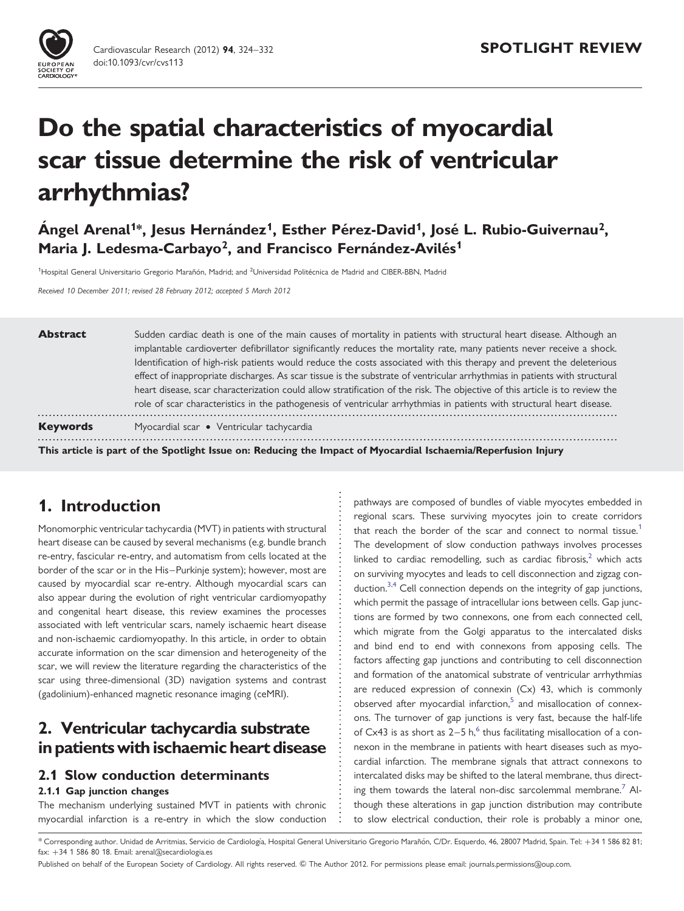**SPOTLIGHT REVIEW**

# Do the spatial characteristics of myocardial scar tissue determine the risk of ventricular arrhythmias?

**Ángel Arenal[1]*, Jesus Hernández[1], Esther Pérez-David[1], José L. Rubio-Guivernau[2], Maria J. Ledesma-Carbayo[2], and Francisco Fernández-Avilés[1]**

[1]Hospital General Universitario Gregorio Marañón, Madrid; and [2]Universidad Politécnica de Madrid and CIBER-BBN, Madrid

*Received 10 December 2011; revised 28 February 2012; accepted 5 March 2012*

**Abstract** Sudden cardiac death is one of the main causes of mortality in patients with structural heart disease. Although an implantable cardioverter defibrillator significantly reduces the mortality rate, many patients never receive a shock. Identification of high-risk patients would reduce the costs associated with this therapy and prevent the deleterious effect of inappropriate discharges. As scar tissue is the substrate of ventricular arrhythmias in patients with structural heart disease, scar characterization could allow stratification of the risk. The objective of this article is to review the role of scar characteristics in the pathogenesis of ventricular arrhythmias in patients with structural heart disease.

**Keywords** Myocardial scar • Ventricular tachycardia

**This article is part of the Spotlight Issue on: Reducing the Impact of Myocardial Ischaemia/Reperfusion Injury**

## 1. Introduction

Monomorphic ventricular tachycardia (MVT) in patients with structural heart disease can be caused by several mechanisms (e.g. bundle branch re-entry, fascicular re-entry, and automatism from cells located at the border of the scar or in the His–Purkinje system); however, most are caused by myocardial scar re-entry. Although myocardial scars can also appear during the evolution of right ventricular cardiomyopathy and congenital heart disease, this review examines the processes associated with left ventricular scars, namely ischaemic heart disease and non-ischaemic cardiomyopathy. In this article, in order to obtain accurate information on the scar dimension and heterogeneity of the scar, we will review the literature regarding the characteristics of the scar using three-dimensional (3D) navigation systems and contrast (gadolinium)-enhanced magnetic resonance imaging (ceMRI).

## 2. Ventricular tachycardia substrate in patients with ischaemic heart disease

### 2.1 Slow conduction determinants

#### 2.1.1 Gap junction changes

The mechanism underlying sustained MVT in patients with chronic myocardial infarction is a re-entry in which the slow conduction pathways are composed of bundles of viable myocytes embedded in regional scars. These surviving myocytes join to create corridors that reach the border of the scar and connect to normal tissue.[1] The development of slow conduction pathways involves processes linked to cardiac remodelling, such as cardiac fibrosis,[2] which acts on surviving myocytes and leads to cell disconnection and zigzag conduction.[3,4] Cell connection depends on the integrity of gap junctions, which permit the passage of intracellular ions between cells. Gap junctions are formed by two connexons, one from each connected cell, which migrate from the Golgi apparatus to the intercalated disks and bind end to end with connexons from apposing cells. The factors affecting gap junctions and contributing to cell disconnection and formation of the anatomical substrate of ventricular arrhythmias are reduced expression of connexin (Cx) 43, which is commonly observed after myocardial infarction,[5] and misallocation of connexons. The turnover of gap junctions is very fast, because the half-life of Cx43 is as short as 2–5 h,[6] thus facilitating misallocation of a connexon in the membrane in patients with heart diseases such as myocardial infarction. The membrane signals that attract connexons to intercalated disks may be shifted to the lateral membrane, thus directing them towards the lateral non-disc sarcolemmal membrane.[7] Although these alterations in gap junction distribution may contribute to slow electrical conduction, their role is probably a minor one,

* Corresponding author. Unidad de Arritmias, Servicio de Cardiología, Hospital General Universitario Gregorio Marañón, C/Dr. Esquerdo, 46, 28007 Madrid, Spain. Tel: +34 1 586 82 81; fax: +34 1 586 80 18. Email: arenal@secardiologia.es

Published on behalf of the European Society of Cardiology. All rights reserved. © The Author 2012. For permissions please email: journals.permissions@oup.com.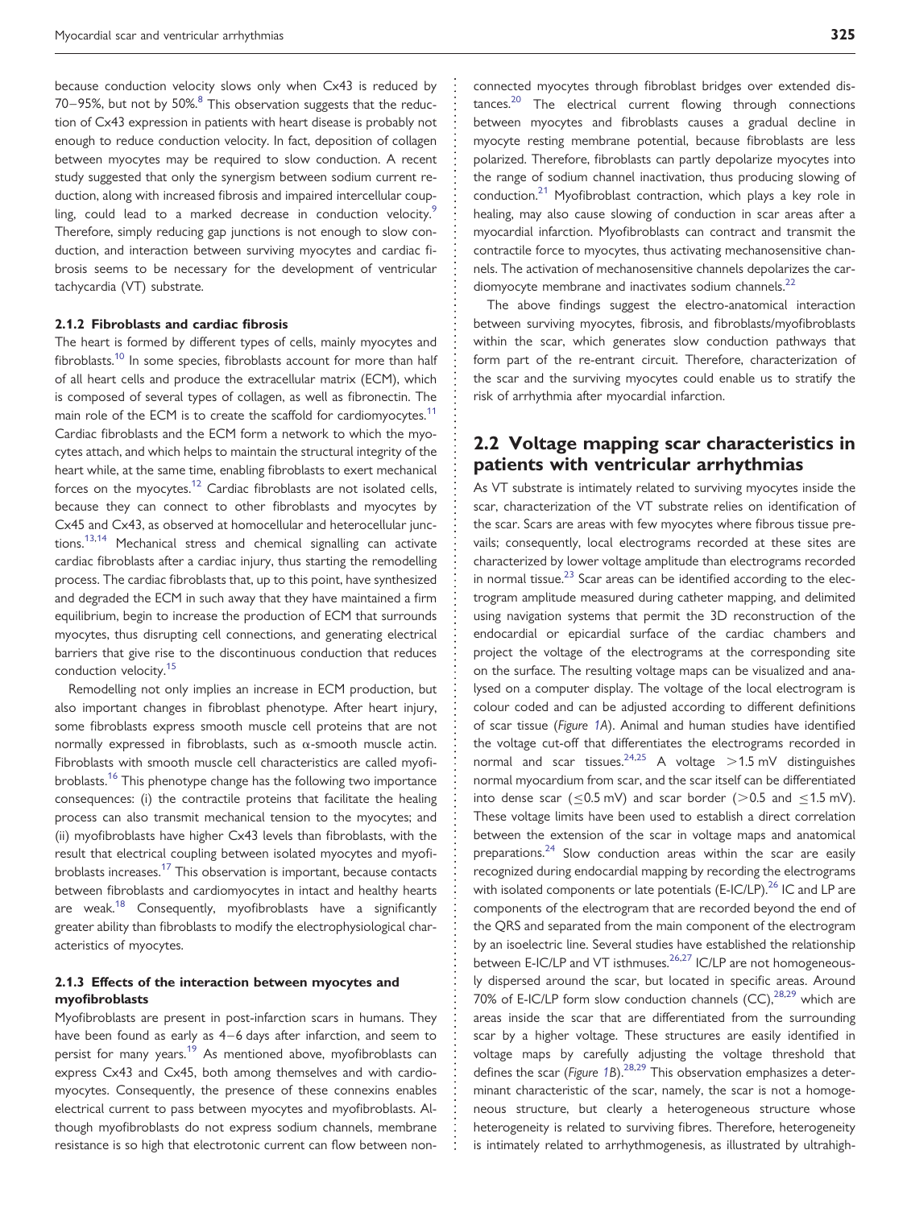because conduction velocity slows only when Cx43 is reduced by 70–95%, but not by 50%.[8] This observation suggests that the reduction of Cx43 expression in patients with heart disease is probably not enough to reduce conduction velocity. In fact, deposition of collagen between myocytes may be required to slow conduction. A recent study suggested that only the synergism between sodium current reduction, along with increased fibrosis and impaired intercellular coupling, could lead to a marked decrease in conduction velocity.[9] Therefore, simply reducing gap junctions is not enough to slow conduction, and interaction between surviving myocytes and cardiac fibrosis seems to be necessary for the development of ventricular tachycardia (VT) substrate.

### 2.1.2 Fibroblasts and cardiac fibrosis

The heart is formed by different types of cells, mainly myocytes and fibroblasts.[10] In some species, fibroblasts account for more than half of all heart cells and produce the extracellular matrix (ECM), which is composed of several types of collagen, as well as fibronectin. The main role of the ECM is to create the scaffold for cardiomyocytes.[11] Cardiac fibroblasts and the ECM form a network to which the myocytes attach, and which helps to maintain the structural integrity of the heart while, at the same time, enabling fibroblasts to exert mechanical forces on the myocytes.[12] Cardiac fibroblasts are not isolated cells, because they can connect to other fibroblasts and myocytes by Cx45 and Cx43, as observed at homocellular and heterocellular junctions.[13,14] Mechanical stress and chemical signalling can activate cardiac fibroblasts after a cardiac injury, thus starting the remodelling process. The cardiac fibroblasts that, up to this point, have synthesized and degraded the ECM in such away that they have maintained a firm equilibrium, begin to increase the production of ECM that surrounds myocytes, thus disrupting cell connections, and generating electrical barriers that give rise to the discontinuous conduction that reduces conduction velocity.[15]

Remodelling not only implies an increase in ECM production, but also important changes in fibroblast phenotype. After heart injury, some fibroblasts express smooth muscle cell proteins that are not normally expressed in fibroblasts, such as α-smooth muscle actin. Fibroblasts with smooth muscle cell characteristics are called myofibroblasts.[16] This phenotype change has the following two importance consequences: (i) the contractile proteins that facilitate the healing process can also transmit mechanical tension to the myocytes; and (ii) myofibroblasts have higher Cx43 levels than fibroblasts, with the result that electrical coupling between isolated myocytes and myofibroblasts increases.[17] This observation is important, because contacts between fibroblasts and cardiomyocytes in intact and healthy hearts are weak.[18] Consequently, myofibroblasts have a significantly greater ability than fibroblasts to modify the electrophysiological characteristics of myocytes.

### 2.1.3 Effects of the interaction between myocytes and myofibroblasts

Myofibroblasts are present in post-infarction scars in humans. They have been found as early as 4–6 days after infarction, and seem to persist for many years.[19] As mentioned above, myofibroblasts can express Cx43 and Cx45, both among themselves and with cardiomyocytes. Consequently, the presence of these connexins enables electrical current to pass between myocytes and myofibroblasts. Although myofibroblasts do not express sodium channels, membrane resistance is so high that electrotonic current can flow between non-connected myocytes through fibroblast bridges over extended distances.[20] The electrical current flowing through connections between myocytes and fibroblasts causes a gradual decline in myocyte resting membrane potential, because fibroblasts are less polarized. Therefore, fibroblasts can partly depolarize myocytes into the range of sodium channel inactivation, thus producing slowing of conduction.[21] Myofibroblast contraction, which plays a key role in healing, may also cause slowing of conduction in scar areas after a myocardial infarction. Myofibroblasts can contract and transmit the contractile force to myocytes, thus activating mechanosensitive channels. The activation of mechanosensitive channels depolarizes the cardiomyocyte membrane and inactivates sodium channels.[22]

The above findings suggest the electro-anatomical interaction between surviving myocytes, fibrosis, and fibroblasts/myofibroblasts within the scar, which generates slow conduction pathways that form part of the re-entrant circuit. Therefore, characterization of the scar and the surviving myocytes could enable us to stratify the risk of arrhythmia after myocardial infarction.

## 2.2 Voltage mapping scar characteristics in patients with ventricular arrhythmias

As VT substrate is intimately related to surviving myocytes inside the scar, characterization of the VT substrate relies on identification of the scar. Scars are areas with few myocytes where fibrous tissue prevails; consequently, local electrograms recorded at these sites are characterized by lower voltage amplitude than electrograms recorded in normal tissue.[23] Scar areas can be identified according to the electrogram amplitude measured during catheter mapping, and delimited using navigation systems that permit the 3D reconstruction of the endocardial or epicardial surface of the cardiac chambers and project the voltage of the electrograms at the corresponding site on the surface. The resulting voltage maps can be visualized and analysed on a computer display. The voltage of the local electrogram is colour coded and can be adjusted according to different definitions of scar tissue (*Figure 1A*). Animal and human studies have identified the voltage cut-off that differentiates the electrograms recorded in normal and scar tissues.[24,25] A voltage $>$1.5 mV distinguishes normal myocardium from scar, and the scar itself can be differentiated into dense scar ($\leq$0.5 mV) and scar border ($>$0.5 and $\leq$1.5 mV). These voltage limits have been used to establish a direct correlation between the extension of the scar in voltage maps and anatomical preparations.[24] Slow conduction areas within the scar are easily recognized during endocardial mapping by recording the electrograms with isolated components or late potentials (E-IC/LP).[26] IC and LP are components of the electrogram that are recorded beyond the end of the QRS and separated from the main component of the electrogram by an isoelectric line. Several studies have established the relationship between E-IC/LP and VT isthmuses.[26,27] IC/LP are not homogeneously dispersed around the scar, but located in specific areas. Around 70% of E-IC/LP form slow conduction channels (CC),[28,29] which are areas inside the scar that are differentiated from the surrounding scar by a higher voltage. These structures are easily identified in voltage maps by carefully adjusting the voltage threshold that defines the scar (*Figure 1B*).[28,29] This observation emphasizes a determinant characteristic of the scar, namely, the scar is not a homogeneous structure, but clearly a heterogeneous structure whose heterogeneity is related to surviving fibres. Therefore, heterogeneity is intimately related to arrhythmogenesis, as illustrated by ultrahigh-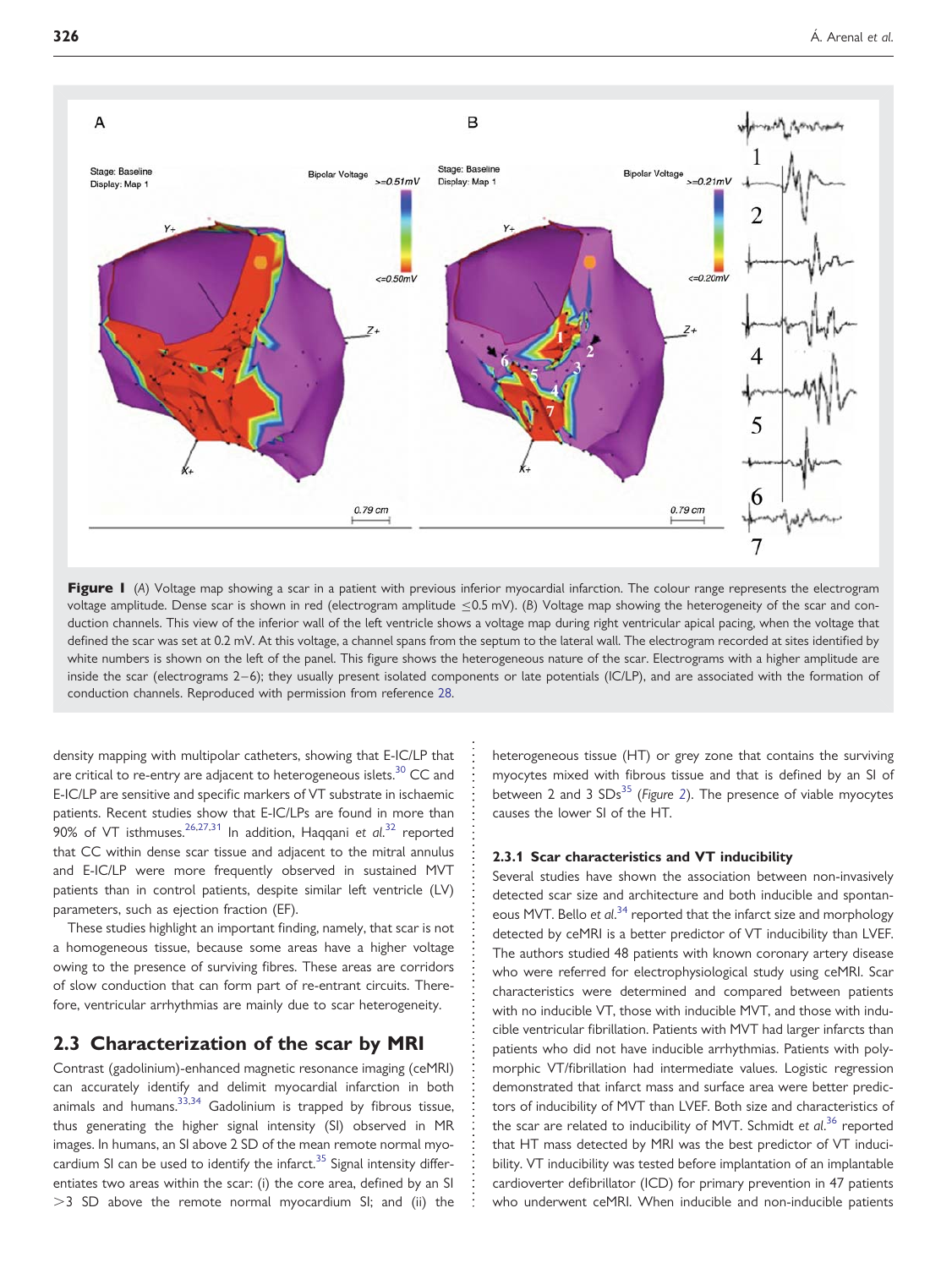**Figure 1** (*A*) Voltage map showing a scar in a patient with previous inferior myocardial infarction. The colour range represents the electrogram voltage amplitude. Dense scar is shown in red (electrogram amplitude ≤0.5 mV). (*B*) Voltage map showing the heterogeneity of the scar and conduction channels. This view of the inferior wall of the left ventricle shows a voltage map during right ventricular apical pacing, when the voltage that defined the scar was set at 0.2 mV. At this voltage, a channel spans from the septum to the lateral wall. The electrogram recorded at sites identified by white numbers is shown on the left of the panel. This figure shows the heterogeneous nature of the scar. Electrograms with a higher amplitude are inside the scar (electrograms 2–6); they usually present isolated components or late potentials (IC/LP), and are associated with the formation of conduction channels. Reproduced with permission from reference 28.

density mapping with multipolar catheters, showing that E-IC/LP that are critical to re-entry are adjacent to heterogeneous islets.[30] CC and E-IC/LP are sensitive and specific markers of VT substrate in ischaemic patients. Recent studies show that E-IC/LPs are found in more than 90% of VT isthmuses.[26,27,31] In addition, Haqqani *et al.*[32] reported that CC within dense scar tissue and adjacent to the mitral annulus and E-IC/LP were more frequently observed in sustained MVT patients than in control patients, despite similar left ventricle (LV) parameters, such as ejection fraction (EF).

These studies highlight an important finding, namely, that scar is not a homogeneous tissue, because some areas have a higher voltage owing to the presence of surviving fibres. These areas are corridors of slow conduction that can form part of re-entrant circuits. Therefore, ventricular arrhythmias are mainly due to scar heterogeneity.

## 2.3 Characterization of the scar by MRI

Contrast (gadolinium)-enhanced magnetic resonance imaging (ceMRI) can accurately identify and delimit myocardial infarction in both animals and humans.[33,34] Gadolinium is trapped by fibrous tissue, thus generating the higher signal intensity (SI) observed in MR images. In humans, an SI above 2 SD of the mean remote normal myocardium SI can be used to identify the infarct.[35] Signal intensity differentiates two areas within the scar: (i) the core area, defined by an SI >3 SD above the remote normal myocardium SI; and (ii) the heterogeneous tissue (HT) or grey zone that contains the surviving myocytes mixed with fibrous tissue and that is defined by an SI of between 2 and 3 SDs[35] (*Figure 2*). The presence of viable myocytes causes the lower SI of the HT.

### 2.3.1 Scar characteristics and VT inducibility

Several studies have shown the association between non-invasively detected scar size and architecture and both inducible and spontaneous MVT. Bello *et al.*[34] reported that the infarct size and morphology detected by ceMRI is a better predictor of VT inducibility than LVEF. The authors studied 48 patients with known coronary artery disease who were referred for electrophysiological study using ceMRI. Scar characteristics were determined and compared between patients with no inducible VT, those with inducible MVT, and those with inducible ventricular fibrillation. Patients with MVT had larger infarcts than patients who did not have inducible arrhythmias. Patients with polymorphic VT/fibrillation had intermediate values. Logistic regression demonstrated that infarct mass and surface area were better predictors of inducibility of MVT than LVEF. Both size and characteristics of the scar are related to inducibility of MVT. Schmidt *et al.*[36] reported that HT mass detected by MRI was the best predictor of VT inducibility. VT inducibility was tested before implantation of an implantable cardioverter defibrillator (ICD) for primary prevention in 47 patients who underwent ceMRI. When inducible and non-inducible patients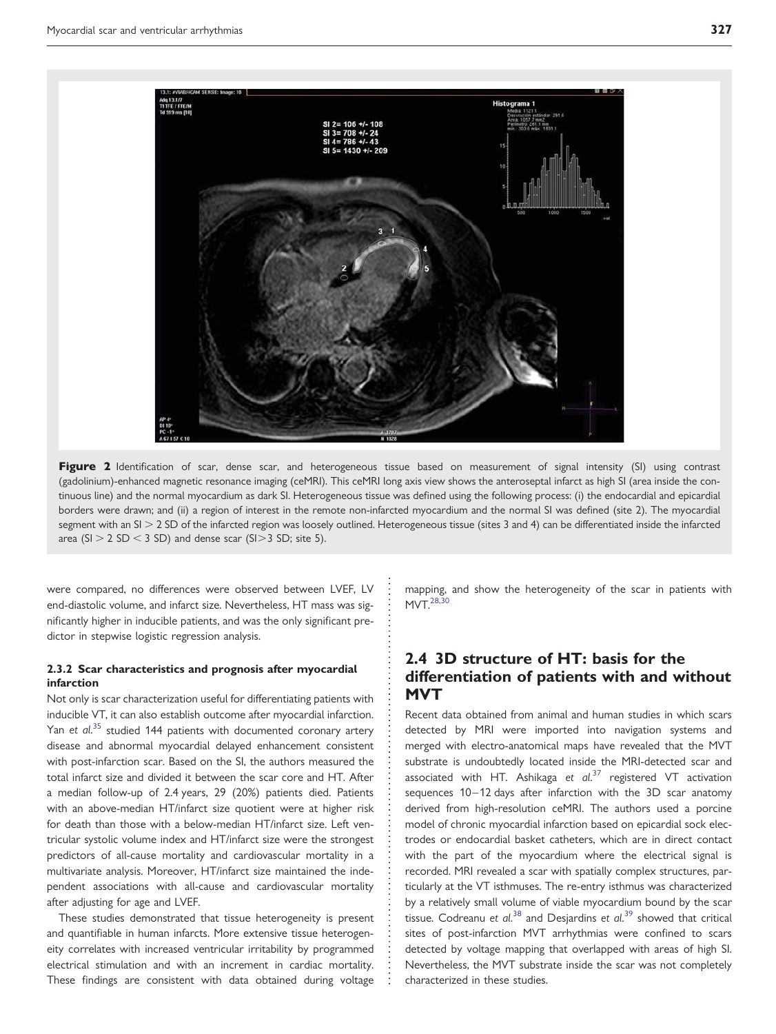SI 2= 106 +/- 108
SI 3= 708 +/- 24
SI 4= 786 +/- 43
SI 5= 1430 +/- 209

Histograma 1

**Figure 2** Identification of scar, dense scar, and heterogeneous tissue based on measurement of signal intensity (SI) using contrast (gadolinium)-enhanced magnetic resonance imaging (ceMRI). This ceMRI long axis view shows the anteroseptal infarct as high SI (area inside the continuous line) and the normal myocardium as dark SI. Heterogeneous tissue was defined using the following process: (i) the endocardial and epicardial borders were drawn; and (ii) a region of interest in the remote non-infarcted myocardium and the normal SI was defined (site 2). The myocardial segment with an SI > 2 SD of the infarcted region was loosely outlined. Heterogeneous tissue (sites 3 and 4) can be differentiated inside the infarcted area (SI > 2 SD < 3 SD) and dense scar (SI>3 SD; site 5).

were compared, no differences were observed between LVEF, LV end-diastolic volume, and infarct size. Nevertheless, HT mass was significantly higher in inducible patients, and was the only significant predictor in stepwise logistic regression analysis.

#### 2.3.2 Scar characteristics and prognosis after myocardial infarction

Not only is scar characterization useful for differentiating patients with inducible VT, it can also establish outcome after myocardial infarction. Yan *et al.*[35] studied 144 patients with documented coronary artery disease and abnormal myocardial delayed enhancement consistent with post-infarction scar. Based on the SI, the authors measured the total infarct size and divided it between the scar core and HT. After a median follow-up of 2.4 years, 29 (20%) patients died. Patients with an above-median HT/infarct size quotient were at higher risk for death than those with a below-median HT/infarct size. Left ventricular systolic volume index and HT/infarct size were the strongest predictors of all-cause mortality and cardiovascular mortality in a multivariate analysis. Moreover, HT/infarct size maintained the independent associations with all-cause and cardiovascular mortality after adjusting for age and LVEF.

These studies demonstrated that tissue heterogeneity is present and quantifiable in human infarcts. More extensive tissue heterogeneity correlates with increased ventricular irritability by programmed electrical stimulation and with an increment in cardiac mortality. These findings are consistent with data obtained during voltage mapping, and show the heterogeneity of the scar in patients with MVT.[28,30]

## 2.4 3D structure of HT: basis for the differentiation of patients with and without MVT

Recent data obtained from animal and human studies in which scars detected by MRI were imported into navigation systems and merged with electro-anatomical maps have revealed that the MVT substrate is undoubtedly located inside the MRI-detected scar and associated with HT. Ashikaga *et al.*[37] registered VT activation sequences 10–12 days after infarction with the 3D scar anatomy derived from high-resolution ceMRI. The authors used a porcine model of chronic myocardial infarction based on epicardial sock electrodes or endocardial basket catheters, which are in direct contact with the part of the myocardium where the electrical signal is recorded. MRI revealed a scar with spatially complex structures, particularly at the VT isthmuses. The re-entry isthmus was characterized by a relatively small volume of viable myocardium bound by the scar tissue. Codreanu *et al.*[38] and Desjardins *et al.*[39] showed that critical sites of post-infarction MVT arrhythmias were confined to scars detected by voltage mapping that overlapped with areas of high SI. Nevertheless, the MVT substrate inside the scar was not completely characterized in these studies.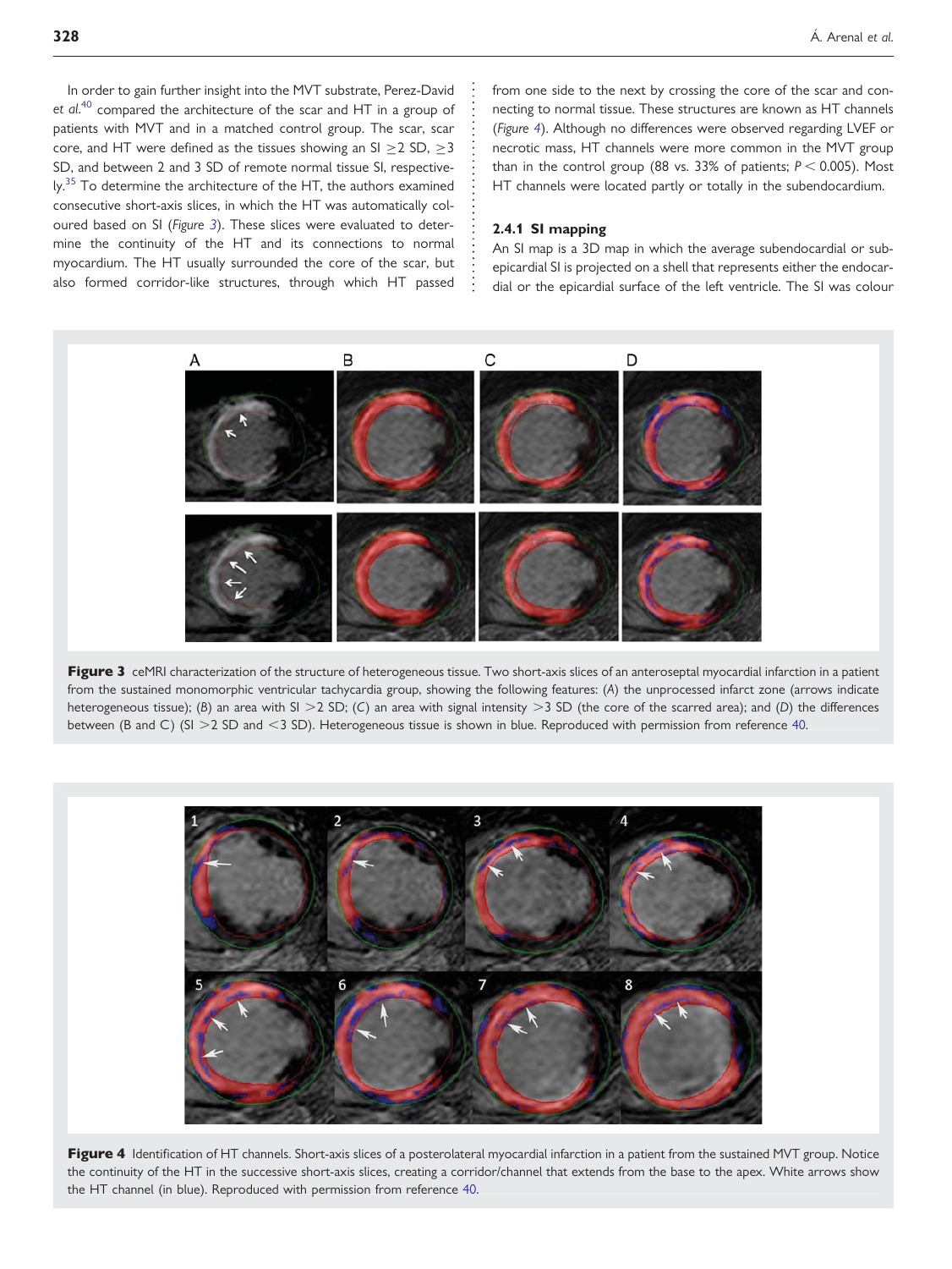In order to gain further insight into the MVT substrate, Perez-David *et al.*[40] compared the architecture of the scar and HT in a group of patients with MVT and in a matched control group. The scar, scar core, and HT were defined as the tissues showing an SI ≥2 SD, ≥3 SD, and between 2 and 3 SD of remote normal tissue SI, respectively.[35] To determine the architecture of the HT, the authors examined consecutive short-axis slices, in which the HT was automatically coloured based on SI (*Figure 3*). These slices were evaluated to determine the continuity of the HT and its connections to normal myocardium. The HT usually surrounded the core of the scar, but also formed corridor-like structures, through which HT passed from one side to the next by crossing the core of the scar and connecting to normal tissue. These structures are known as HT channels (*Figure 4*). Although no differences were observed regarding LVEF or necrotic mass, HT channels were more common in the MVT group than in the control group (88 vs. 33% of patients; $P < 0.005$). Most HT channels were located partly or totally in the subendocardium.

### 2.4.1 SI mapping

An SI map is a 3D map in which the average subendocardial or subepicardial SI is projected on a shell that represents either the endocardial or the epicardial surface of the left ventricle. The SI was colour

**Figure 3** ceMRI characterization of the structure of heterogeneous tissue. Two short-axis slices of an anteroseptal myocardial infarction in a patient from the sustained monomorphic ventricular tachycardia group, showing the following features: (*A*) the unprocessed infarct zone (arrows indicate heterogeneous tissue); (*B*) an area with SI >2 SD; (*C*) an area with signal intensity >3 SD (the core of the scarred area); and (*D*) the differences between (B and C) (SI >2 SD and <3 SD). Heterogeneous tissue is shown in blue. Reproduced with permission from reference 40.

**Figure 4** Identification of HT channels. Short-axis slices of a posterolateral myocardial infarction in a patient from the sustained MVT group. Notice the continuity of the HT in the successive short-axis slices, creating a corridor/channel that extends from the base to the apex. White arrows show the HT channel (in blue). Reproduced with permission from reference 40.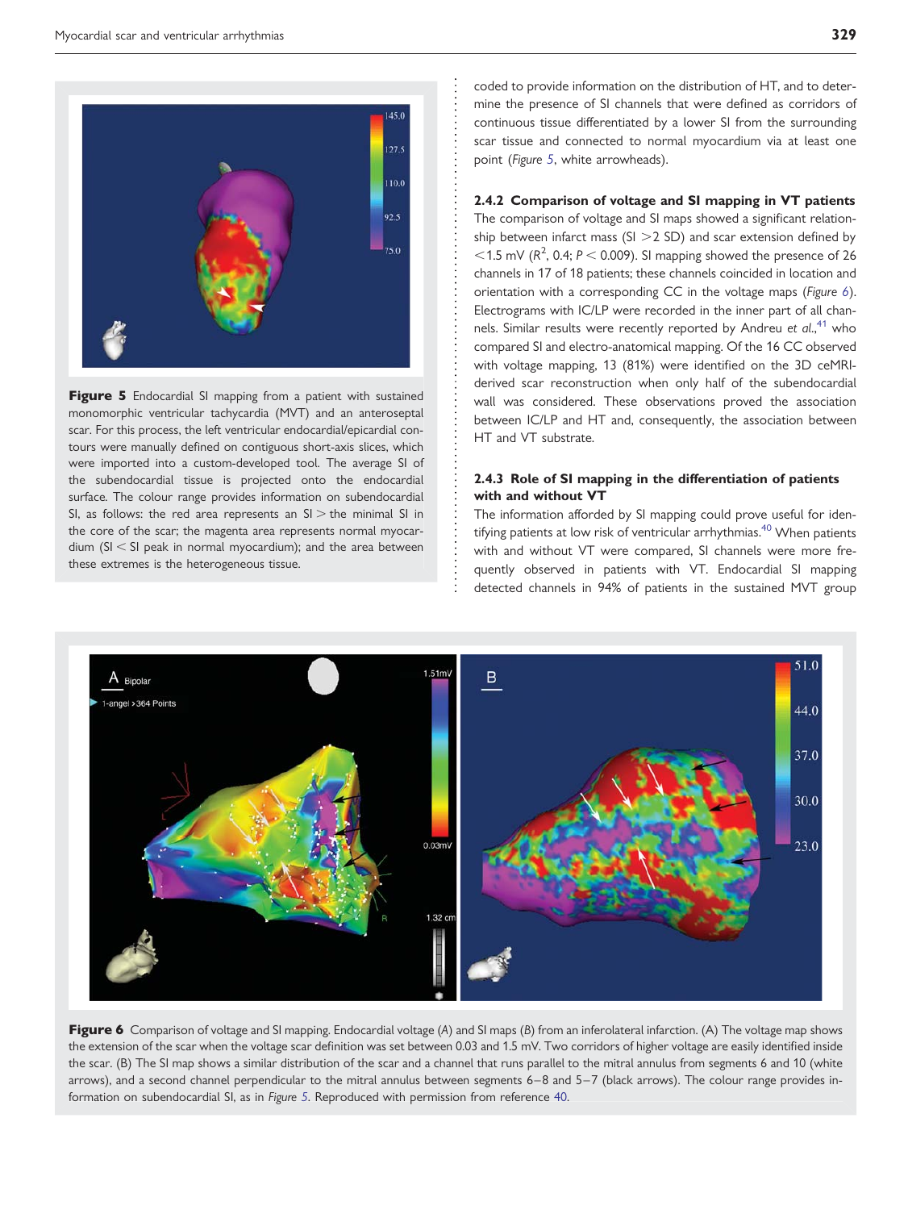**Figure 5** Endocardial SI mapping from a patient with sustained monomorphic ventricular tachycardia (MVT) and an anteroseptal scar. For this process, the left ventricular endocardial/epicardial contours were manually defined on contiguous short-axis slices, which were imported into a custom-developed tool. The average SI of the subendocardial tissue is projected onto the endocardial surface. The colour range provides information on subendocardial SI, as follows: the red area represents an SI > the minimal SI in the core of the scar; the magenta area represents normal myocardium (SI < SI peak in normal myocardium); and the area between these extremes is the heterogeneous tissue.

coded to provide information on the distribution of HT, and to determine the presence of SI channels that were defined as corridors of continuous tissue differentiated by a lower SI from the surrounding scar tissue and connected to normal myocardium via at least one point (*Figure 5*, white arrowheads).

### 2.4.2 Comparison of voltage and SI mapping in VT patients

The comparison of voltage and SI maps showed a significant relationship between infarct mass (SI >2 SD) and scar extension defined by <1.5 mV ($R^2$, 0.4; $P < 0.009$). SI mapping showed the presence of 26 channels in 17 of 18 patients; these channels coincided in location and orientation with a corresponding CC in the voltage maps (*Figure 6*). Electrograms with IC/LP were recorded in the inner part of all channels. Similar results were recently reported by Andreu *et al.*,[41] who compared SI and electro-anatomical mapping. Of the 16 CC observed with voltage mapping, 13 (81%) were identified on the 3D ceMRI-derived scar reconstruction when only half of the subendocardial wall was considered. These observations proved the association between IC/LP and HT and, consequently, the association between HT and VT substrate.

### 2.4.3 Role of SI mapping in the differentiation of patients with and without VT

The information afforded by SI mapping could prove useful for identifying patients at low risk of ventricular arrhythmias.[40] When patients with and without VT were compared, SI channels were more frequently observed in patients with VT. Endocardial SI mapping detected channels in 94% of patients in the sustained MVT group

**Figure 6** Comparison of voltage and SI mapping. Endocardial voltage (*A*) and SI maps (*B*) from an inferolateral infarction. (A) The voltage map shows the extension of the scar when the voltage scar definition was set between 0.03 and 1.5 mV. Two corridors of higher voltage are easily identified inside the scar. (B) The SI map shows a similar distribution of the scar and a channel that runs parallel to the mitral annulus from segments 6 and 10 (white arrows), and a second channel perpendicular to the mitral annulus between segments 6–8 and 5–7 (black arrows). The colour range provides information on subendocardial SI, as in *Figure 5*. Reproduced with permission from reference 40.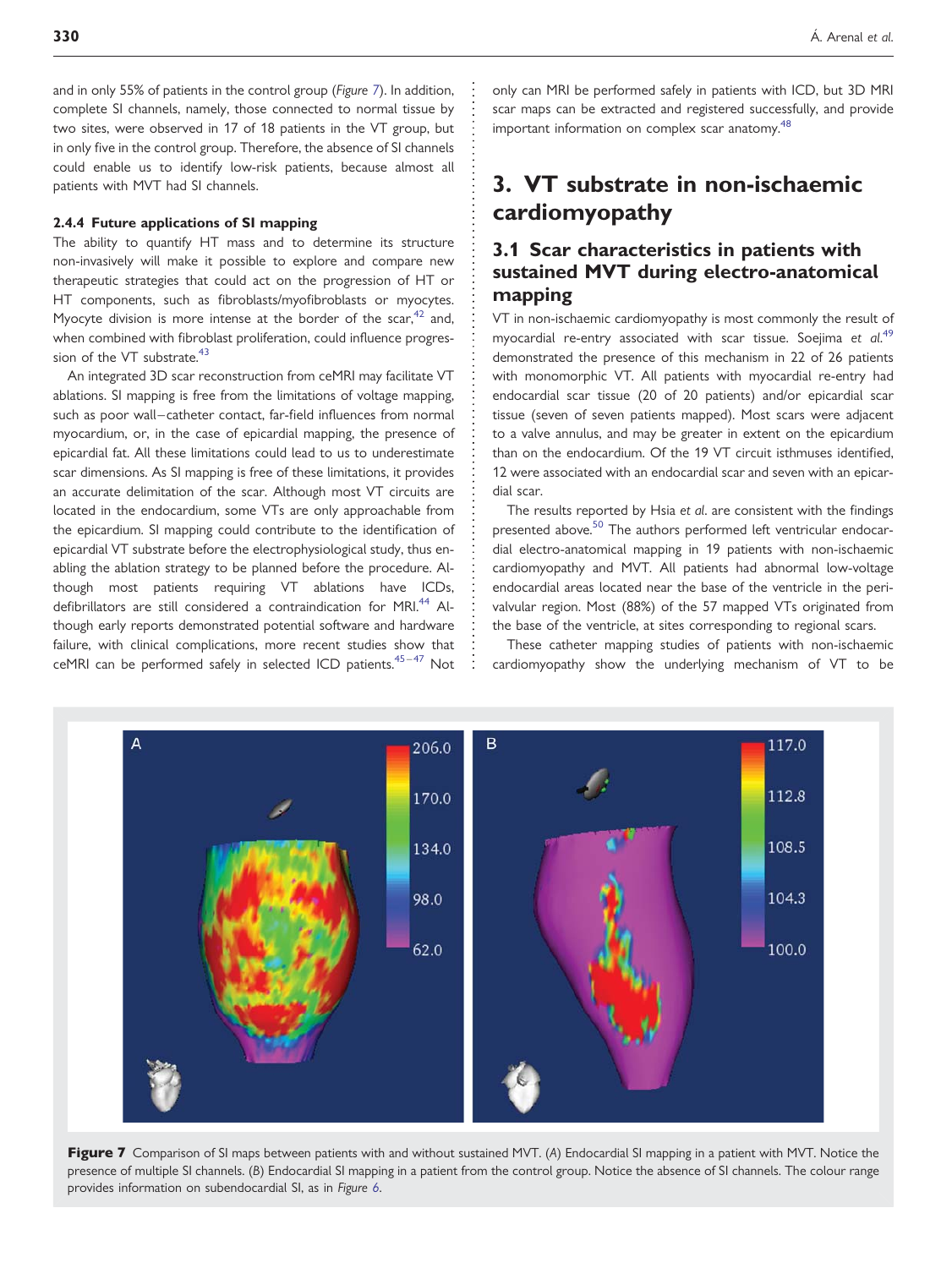and in only 55% of patients in the control group (*Figure 7*). In addition, complete SI channels, namely, those connected to normal tissue by two sites, were observed in 17 of 18 patients in the VT group, but in only five in the control group. Therefore, the absence of SI channels could enable us to identify low-risk patients, because almost all patients with MVT had SI channels.

#### 2.4.4 Future applications of SI mapping

The ability to quantify HT mass and to determine its structure non-invasively will make it possible to explore and compare new therapeutic strategies that could act on the progression of HT or HT components, such as fibroblasts/myofibroblasts or myocytes. Myocyte division is more intense at the border of the scar,[42] and, when combined with fibroblast proliferation, could influence progression of the VT substrate.[43]

An integrated 3D scar reconstruction from ceMRI may facilitate VT ablations. SI mapping is free from the limitations of voltage mapping, such as poor wall–catheter contact, far-field influences from normal myocardium, or, in the case of epicardial mapping, the presence of epicardial fat. All these limitations could lead to us to underestimate scar dimensions. As SI mapping is free of these limitations, it provides an accurate delimitation of the scar. Although most VT circuits are located in the endocardium, some VTs are only approachable from the epicardium. SI mapping could contribute to the identification of epicardial VT substrate before the electrophysiological study, thus enabling the ablation strategy to be planned before the procedure. Although most patients requiring VT ablations have ICDs, defibrillators are still considered a contraindication for MRI.[44] Although early reports demonstrated potential software and hardware failure, with clinical complications, more recent studies show that ceMRI can be performed safely in selected ICD patients.[45–47] Not only can MRI be performed safely in patients with ICD, but 3D MRI scar maps can be extracted and registered successfully, and provide important information on complex scar anatomy.[48]

# 3. VT substrate in non-ischaemic cardiomyopathy

## 3.1 Scar characteristics in patients with sustained MVT during electro-anatomical mapping

VT in non-ischaemic cardiomyopathy is most commonly the result of myocardial re-entry associated with scar tissue. Soejima *et al.*[49] demonstrated the presence of this mechanism in 22 of 26 patients with monomorphic VT. All patients with myocardial re-entry had endocardial scar tissue (20 of 20 patients) and/or epicardial scar tissue (seven of seven patients mapped). Most scars were adjacent to a valve annulus, and may be greater in extent on the epicardium than on the endocardium. Of the 19 VT circuit isthmuses identified, 12 were associated with an endocardial scar and seven with an epicardial scar.

The results reported by Hsia *et al.* are consistent with the findings presented above.[50] The authors performed left ventricular endocardial electro-anatomical mapping in 19 patients with non-ischaemic cardiomyopathy and MVT. All patients had abnormal low-voltage endocardial areas located near the base of the ventricle in the perivalvular region. Most (88%) of the 57 mapped VTs originated from the base of the ventricle, at sites corresponding to regional scars.

These catheter mapping studies of patients with non-ischaemic cardiomyopathy show the underlying mechanism of VT to be

**Figure 7** Comparison of SI maps between patients with and without sustained MVT. (*A*) Endocardial SI mapping in a patient with MVT. Notice the presence of multiple SI channels. (*B*) Endocardial SI mapping in a patient from the control group. Notice the absence of SI channels. The colour range provides information on subendocardial SI, as in *Figure 6*.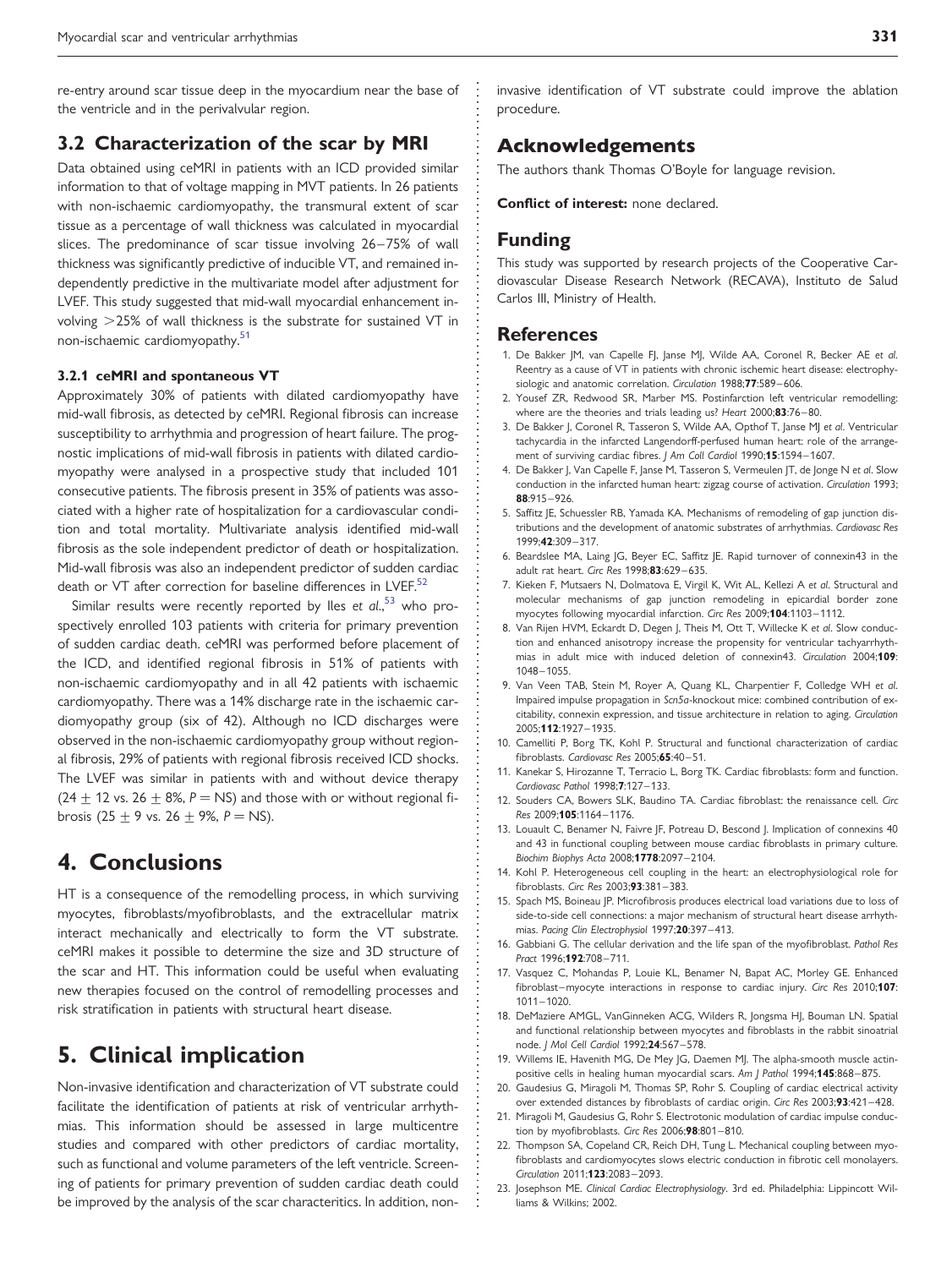re-entry around scar tissue deep in the myocardium near the base of the ventricle and in the perivalvular region.

## 3.2 Characterization of the scar by MRI

Data obtained using ceMRI in patients with an ICD provided similar information to that of voltage mapping in MVT patients. In 26 patients with non-ischaemic cardiomyopathy, the transmural extent of scar tissue as a percentage of wall thickness was calculated in myocardial slices. The predominance of scar tissue involving 26–75% of wall thickness was significantly predictive of inducible VT, and remained independently predictive in the multivariate model after adjustment for LVEF. This study suggested that mid-wall myocardial enhancement involving >25% of wall thickness is the substrate for sustained VT in non-ischaemic cardiomyopathy.[51]

### 3.2.1 ceMRI and spontaneous VT

Approximately 30% of patients with dilated cardiomyopathy have mid-wall fibrosis, as detected by ceMRI. Regional fibrosis can increase susceptibility to arrhythmia and progression of heart failure. The prognostic implications of mid-wall fibrosis in patients with dilated cardiomyopathy were analysed in a prospective study that included 101 consecutive patients. The fibrosis present in 35% of patients was associated with a higher rate of hospitalization for a cardiovascular condition and total mortality. Multivariate analysis identified mid-wall fibrosis as the sole independent predictor of death or hospitalization. Mid-wall fibrosis was also an independent predictor of sudden cardiac death or VT after correction for baseline differences in LVEF.[52]

Similar results were recently reported by Iles *et al*.,[53] who prospectively enrolled 103 patients with criteria for primary prevention of sudden cardiac death. ceMRI was performed before placement of the ICD, and identified regional fibrosis in 51% of patients with non-ischaemic cardiomyopathy and in all 42 patients with ischaemic cardiomyopathy. There was a 14% discharge rate in the ischaemic cardiomyopathy group (six of 42). Although no ICD discharges were observed in the non-ischaemic cardiomyopathy group without regional fibrosis, 29% of patients with regional fibrosis received ICD shocks. The LVEF was similar in patients with and without device therapy ($24 \pm 12$ vs. $26 \pm 8\%$, $P = \text{NS}$) and those with or without regional fibrosis ($25 \pm 9$ vs. $26 \pm 9\%$, $P = \text{NS}$).

# 4. Conclusions

HT is a consequence of the remodelling process, in which surviving myocytes, fibroblasts/myofibroblasts, and the extracellular matrix interact mechanically and electrically to form the VT substrate. ceMRI makes it possible to determine the size and 3D structure of the scar and HT. This information could be useful when evaluating new therapies focused on the control of remodelling processes and risk stratification in patients with structural heart disease.

# 5. Clinical implication

Non-invasive identification and characterization of VT substrate could facilitate the identification of patients at risk of ventricular arrhythmias. This information should be assessed in large multicentre studies and compared with other predictors of cardiac mortality, such as functional and volume parameters of the left ventricle. Screening of patients for primary prevention of sudden cardiac death could be improved by the analysis of the scar characteritics. In addition, non-invasive identification of VT substrate could improve the ablation procedure.

## Acknowledgements

The authors thank Thomas O'Boyle for language revision.

**Conflict of interest:** none declared.

## Funding

This study was supported by research projects of the Cooperative Cardiovascular Disease Research Network (RECAVA), Instituto de Salud Carlos III, Ministry of Health.

## References

1. De Bakker JM, van Capelle FJ, Janse MJ, Wilde AA, Coronel R, Becker AE *et al*. Reentry as a cause of VT in patients with chronic ischemic heart disease: electrophysiologic and anatomic correlation. *Circulation* 1988;**77**:589–606.
2. Yousef ZR, Redwood SR, Marber MS. Postinfarction left ventricular remodelling: where are the theories and trials leading us? *Heart* 2000;**83**:76–80.
3. De Bakker J, Coronel R, Tasseron S, Wilde AA, Opthof T, Janse MJ *et al*. Ventricular tachycardia in the infarcted Langendorff-perfused human heart: role of the arrangement of surviving cardiac fibres. *J Am Coll Cardiol* 1990;**15**:1594–1607.
4. De Bakker J, Van Capelle F, Janse M, Tasseron S, Vermeulen JT, de Jonge N *et al*. Slow conduction in the infarcted human heart: zigzag course of activation. *Circulation* 1993; **88**:915–926.
5. Saffitz JE, Schuessler RB, Yamada KA. Mechanisms of remodeling of gap junction distributions and the development of anatomic substrates of arrhythmias. *Cardiovasc Res* 1999;**42**:309–317.
6. Beardslee MA, Laing JG, Beyer EC, Saffitz JE. Rapid turnover of connexin43 in the adult rat heart. *Circ Res* 1998;**83**:629–635.
7. Kieken F, Mutsaers N, Dolmatova E, Virgil K, Wit AL, Kellezi A *et al*. Structural and molecular mechanisms of gap junction remodeling in epicardial border zone myocytes following myocardial infarction. *Circ Res* 2009;**104**:1103–1112.
8. Van Rijen HVM, Eckardt D, Degen J, Theis M, Ott T, Willecke K *et al*. Slow conduction and enhanced anisotropy increase the propensity for ventricular tachyarrhythmias in adult mice with induced deletion of connexin43. *Circulation* 2004;**109**: 1048–1055.
9. Van Veen TAB, Stein M, Royer A, Quang KL, Charpentier F, Colledge WH *et al*. Impaired impulse propagation in *Scn5a*-knockout mice: combined contribution of excitability, connexin expression, and tissue architecture in relation to aging. *Circulation* 2005;**112**:1927–1935.
10. Camelliti P, Borg TK, Kohl P. Structural and functional characterization of cardiac fibroblasts. *Cardiovasc Res* 2005;**65**:40–51.
11. Kanekar S, Hirozanne T, Terracio L, Borg TK. Cardiac fibroblasts: form and function. *Cardiovasc Pathol* 1998;**7**:127–133.
12. Souders CA, Bowers SLK, Baudino TA. Cardiac fibroblast: the renaissance cell. *Circ Res* 2009;**105**:1164–1176.
13. Louault C, Benamer N, Faivre JF, Potreau D, Bescond J. Implication of connexins 40 and 43 in functional coupling between mouse cardiac fibroblasts in primary culture. *Biochim Biophys Acta* 2008;**1778**:2097–2104.
14. Kohl P. Heterogeneous cell coupling in the heart: an electrophysiological role for fibroblasts. *Circ Res* 2003;**93**:381–383.
15. Spach MS, Boineau JP. Microfibrosis produces electrical load variations due to loss of side-to-side cell connections: a major mechanism of structural heart disease arrhythmias. *Pacing Clin Electrophysiol* 1997;**20**:397–413.
16. Gabbiani G. The cellular derivation and the life span of the myofibroblast. *Pathol Res Pract* 1996;**192**:708–711.
17. Vasquez C, Mohandas P, Louie KL, Benamer N, Bapat AC, Morley GE. Enhanced fibroblast–myocyte interactions in response to cardiac injury. *Circ Res* 2010;**107**: 1011–1020.
18. DeMaziere AMGL, VanGinneken ACG, Wilders R, Jongsma HJ, Bouman LN. Spatial and functional relationship between myocytes and fibroblasts in the rabbit sinoatrial node. *J Mol Cell Cardiol* 1992;**24**:567–578.
19. Willems IE, Havenith MG, De Mey JG, Daemen MJ. The alpha-smooth muscle actin-positive cells in healing human myocardial scars. *Am J Pathol* 1994;**145**:868–875.
20. Gaudesius G, Miragoli M, Thomas SP, Rohr S. Coupling of cardiac electrical activity over extended distances by fibroblasts of cardiac origin. *Circ Res* 2003;**93**:421–428.
21. Miragoli M, Gaudesius G, Rohr S. Electrotonic modulation of cardiac impulse conduction by myofibroblasts. *Circ Res* 2006;**98**:801–810.
22. Thompson SA, Copeland CR, Reich DH, Tung L. Mechanical coupling between myofibroblasts and cardiomyocytes slows electric conduction in fibrotic cell monolayers. *Circulation* 2011;**123**:2083–2093.
23. Josephson ME. *Clinical Cardiac Electrophysiology*. 3rd ed. Philadelphia: Lippincott Williams & Wilkins; 2002.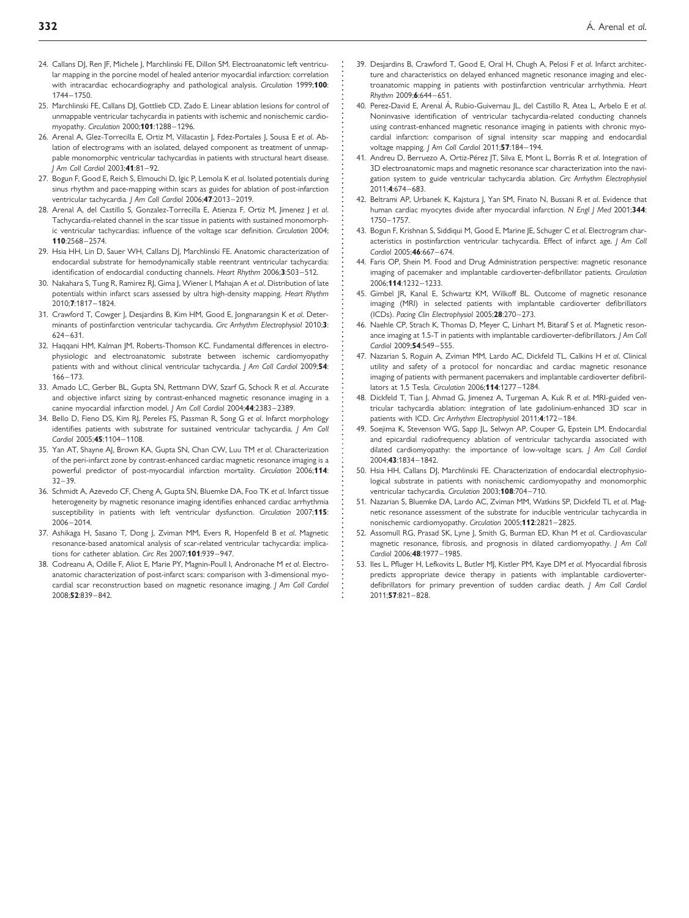24. Callans DJ, Ren JF, Michele J, Marchlinski FE, Dillon SM. Electroanatomic left ventricular mapping in the porcine model of healed anterior myocardial infarction: correlation with intracardiac echocardiography and pathological analysis. *Circulation* 1999;**100**: 1744–1750.
25. Marchlinski FE, Callans DJ, Gottlieb CD, Zado E. Linear ablation lesions for control of unmappable ventricular tachycardia in patients with ischemic and nonischemic cardiomyopathy. *Circulation* 2000;**101**:1288–1296.
26. Arenal A, Glez-Torrecilla E, Ortiz M, Villacastin J, Fdez-Portales J, Sousa E *et al*. Ablation of electrograms with an isolated, delayed component as treatment of unmappable monomorphic ventricular tachycardias in patients with structural heart disease. *J Am Coll Cardiol* 2003;**41**:81–92.
27. Bogun F, Good E, Reich S, Elmouchi D, Igic P, Lemola K *et al*. Isolated potentials during sinus rhythm and pace-mapping within scars as guides for ablation of post-infarction ventricular tachycardia. *J Am Coll Cardiol* 2006;**47**:2013–2019.
28. Arenal A, del Castillo S, Gonzalez-Torrecilla E, Atienza F, Ortiz M, Jimenez J *et al*. Tachycardia-related channel in the scar tissue in patients with sustained monomorphic ventricular tachycardias: influence of the voltage scar definition. *Circulation* 2004; **110**:2568–2574.
29. Hsia HH, Lin D, Sauer WH, Callans DJ, Marchlinski FE. Anatomic characterization of endocardial substrate for hemodynamically stable reentrant ventricular tachycardia: identification of endocardial conducting channels. *Heart Rhythm* 2006;**3**:503–512.
30. Nakahara S, Tung R, Ramirez RJ, Gima J, Wiener I, Mahajan A *et al*. Distribution of late potentials within infarct scars assessed by ultra high-density mapping. *Heart Rhythm* 2010;**7**:1817–1824.
31. Crawford T, Cowger J, Desjardins B, Kim HM, Good E, Jongnarangsin K *et al*. Determinants of postinfarction ventricular tachycardia. *Circ Arrhythm Electrophysiol* 2010;**3**: 624–631.
32. Haqqani HM, Kalman JM, Roberts-Thomson KC. Fundamental differences in electrophysiologic and electroanatomic substrate between ischemic cardiomyopathy patients with and without clinical ventricular tachycardia. *J Am Coll Cardiol* 2009;**54**: 166–173.
33. Amado LC, Gerber BL, Gupta SN, Rettmann DW, Szarf G, Schock R *et al*. Accurate and objective infarct sizing by contrast-enhanced magnetic resonance imaging in a canine myocardial infarction model. *J Am Coll Cardiol* 2004;**44**:2383–2389.
34. Bello D, Fieno DS, Kim RJ, Pereles FS, Passman R, Song G *et al*. Infarct morphology identifies patients with substrate for sustained ventricular tachycardia. *J Am Coll Cardiol* 2005;**45**:1104–1108.
35. Yan AT, Shayne AJ, Brown KA, Gupta SN, Chan CW, Luu TM *et al*. Characterization of the peri-infarct zone by contrast-enhanced cardiac magnetic resonance imaging is a powerful predictor of post-myocardial infarction mortality. *Circulation* 2006;**114**: 32–39.
36. Schmidt A, Azevedo CF, Cheng A, Gupta SN, Bluemke DA, Foo TK *et al*. Infarct tissue heterogeneity by magnetic resonance imaging identifies enhanced cardiac arrhythmia susceptibility in patients with left ventricular dysfunction. *Circulation* 2007;**115**: 2006–2014.
37. Ashikaga H, Sasano T, Dong J, Zviman MM, Evers R, Hopenfeld B *et al*. Magnetic resonance-based anatomical analysis of scar-related ventricular tachycardia: implications for catheter ablation. *Circ Res* 2007;**101**:939–947.
38. Codreanu A, Odille F, Aliot E, Marie PY, Magnin-Poull I, Andronache M *et al*. Electroanatomic characterization of post-infarct scars: comparison with 3-dimensional myocardial scar reconstruction based on magnetic resonance imaging. *J Am Coll Cardiol* 2008;**52**:839–842.
39. Desjardins B, Crawford T, Good E, Oral H, Chugh A, Pelosi F *et al*. Infarct architecture and characteristics on delayed enhanced magnetic resonance imaging and electroanatomic mapping in patients with postinfarction ventricular arrhythmia. *Heart Rhythm* 2009;**6**:644–651.
40. Perez-David E, Arenal Á, Rubio-Guivernau JL, del Castillo R, Atea L, Arbelo E *et al*. Noninvasive identification of ventricular tachycardia-related conducting channels using contrast-enhanced magnetic resonance imaging in patients with chronic myocardial infarction: comparison of signal intensity scar mapping and endocardial voltage mapping. *J Am Coll Cardiol* 2011;**57**:184–194.
41. Andreu D, Berruezo A, Ortiz-Pérez JT, Silva E, Mont L, Borràs R *et al*. Integration of 3D electroanatomic maps and magnetic resonance scar characterization into the navigation system to guide ventricular tachycardia ablation. *Circ Arrhythm Electrophysiol* 2011;**4**:674–683.
42. Beltrami AP, Urbanek K, Kajstura J, Yan SM, Finato N, Bussani R *et al*. Evidence that human cardiac myocytes divide after myocardial infarction. *N Engl J Med* 2001;**344**: 1750–1757.
43. Bogun F, Krishnan S, Siddiqui M, Good E, Marine JE, Schuger C *et al*. Electrogram characteristics in postinfarction ventricular tachycardia. Effect of infarct age. *J Am Coll Cardiol* 2005;**46**:667–674.
44. Faris OP, Shein M. Food and Drug Administration perspective: magnetic resonance imaging of pacemaker and implantable cardioverter-defibrillator patients. *Circulation* 2006;**114**:1232–1233.
45. Gimbel JR, Kanal E, Schwartz KM, Wilkoff BL. Outcome of magnetic resonance imaging (MRI) in selected patients with implantable cardioverter defibrillators (ICDs). *Pacing Clin Electrophysiol* 2005;**28**:270–273.
46. Naehle CP, Strach K, Thomas D, Meyer C, Linhart M, Bitaraf S *et al*. Magnetic resonance imaging at 1.5-T in patients with implantable cardioverter-defibrillators. *J Am Coll Cardiol* 2009;**54**:549–555.
47. Nazarian S, Roguin A, Zviman MM, Lardo AC, Dickfeld TL, Calkins H *et al*. Clinical utility and safety of a protocol for noncardiac and cardiac magnetic resonance imaging of patients with permanent pacemakers and implantable cardioverter defibrillators at 1.5 Tesla. *Circulation* 2006;**114**:1277–1284.
48. Dickfeld T, Tian J, Ahmad G, Jimenez A, Turgeman A, Kuk R *et al*. MRI-guided ventricular tachycardia ablation: integration of late gadolinium-enhanced 3D scar in patients with ICD. *Circ Arrhythm Electrophysiol* 2011;**4**:172–184.
49. Soejima K, Stevenson WG, Sapp JL, Selwyn AP, Couper G, Epstein LM. Endocardial and epicardial radiofrequency ablation of ventricular tachycardia associated with dilated cardiomyopathy: the importance of low-voltage scars. *J Am Coll Cardiol* 2004;**43**:1834–1842.
50. Hsia HH, Callans DJ, Marchlinski FE. Characterization of endocardial electrophysiological substrate in patients with nonischemic cardiomyopathy and monomorphic ventricular tachycardia. *Circulation* 2003;**108**:704–710.
51. Nazarian S, Bluemke DA, Lardo AC, Zviman MM, Watkins SP, Dickfeld TL *et al*. Magnetic resonance assessment of the substrate for inducible ventricular tachycardia in nonischemic cardiomyopathy. *Circulation* 2005;**112**:2821–2825.
52. Assomull RG, Prasad SK, Lyne J, Smith G, Burman ED, Khan M *et al*. Cardiovascular magnetic resonance, fibrosis, and prognosis in dilated cardiomyopathy. *J Am Coll Cardiol* 2006;**48**:1977–1985.
53. Iles L, Pfluger H, Lefkovits L, Butler MJ, Kistler PM, Kaye DM *et al*. Myocardial fibrosis predicts appropriate device therapy in patients with implantable cardioverter-defibrillators for primary prevention of sudden cardiac death. *J Am Coll Cardiol* 2011;**57**:821–828.